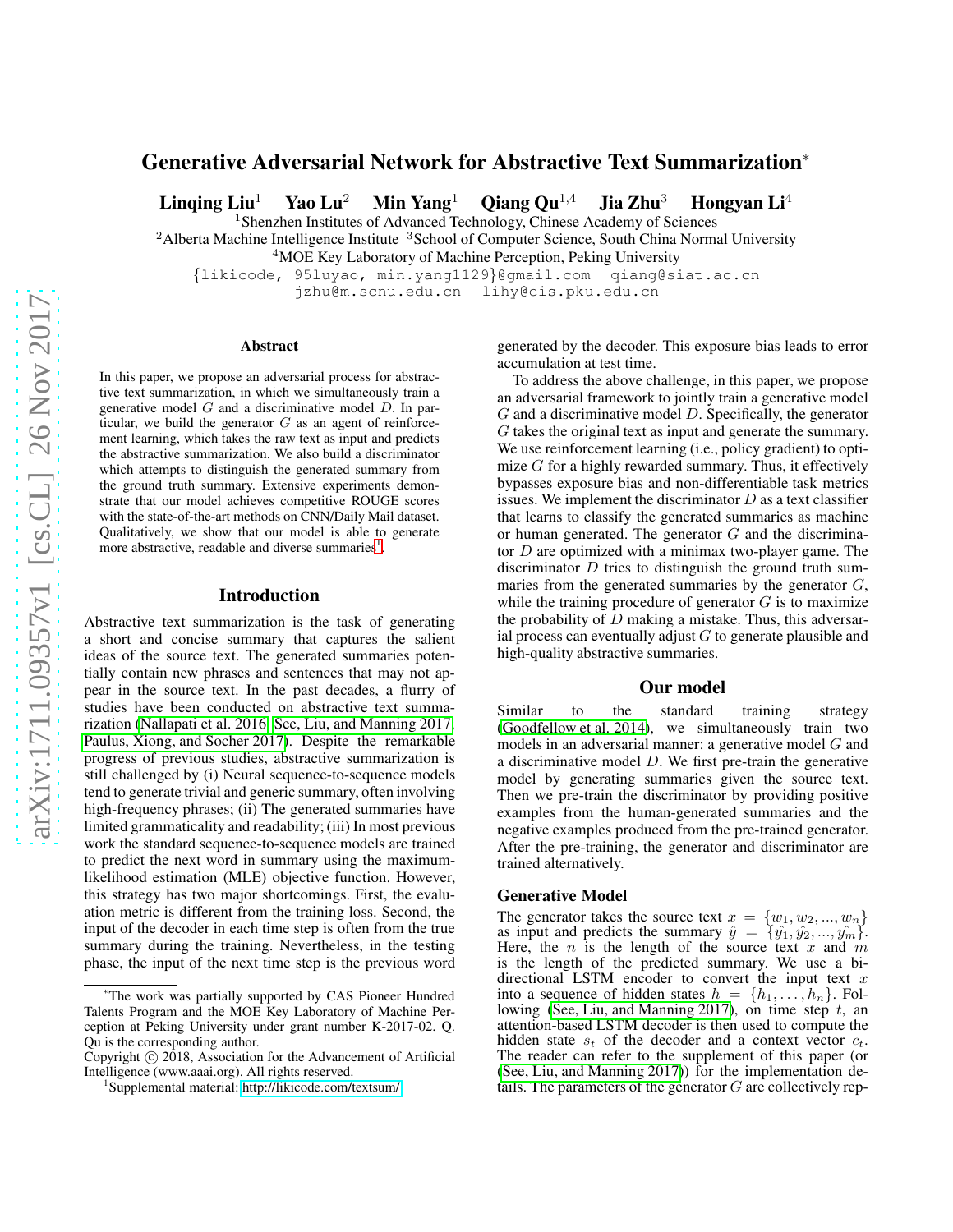# Generative Adversarial Network for Abstractive Text Summarization*

**Linqing Liu**[1] **Yao Lu**[2] **Min Yang**[1] **Qiang Qu**[1,4] **Jia Zhu**[3] **Hongyan Li**[4]

[1]Shenzhen Institutes of Advanced Technology, Chinese Academy of Sciences
[2]Alberta Machine Intelligence Institute [3]School of Computer Science, South China Normal University
[4]MOE Key Laboratory of Machine Perception, Peking University
{likicode, 95luyao, min.yang1129}@gmail.com qiang@siat.ac.cn
jzhu@m.scnu.edu.cn lihy@cis.pku.edu.cn

## Abstract

In this paper, we propose an adversarial process for abstractive text summarization, in which we simultaneously train a generative model $G$ and a discriminative model $D$. In particular, we build the generator $G$ as an agent of reinforcement learning, which takes the raw text as input and predicts the abstractive summarization. We also build a discriminator which attempts to distinguish the generated summary from the ground truth summary. Extensive experiments demonstrate that our model achieves competitive ROUGE scores with the state-of-the-art methods on CNN/Daily Mail dataset. Qualitatively, we show that our model is able to generate more abstractive, readable and diverse summaries[1].

## Introduction

Abstractive text summarization is the task of generating a short and concise summary that captures the salient ideas of the source text. The generated summaries potentially contain new phrases and sentences that may not appear in the source text. In the past decades, a flurry of studies have been conducted on abstractive text summarization (Nallapati et al. 2016; See, Liu, and Manning 2017; Paulus, Xiong, and Socher 2017). Despite the remarkable progress of previous studies, abstractive summarization is still challenged by (i) Neural sequence-to-sequence models tend to generate trivial and generic summary, often involving high-frequency phrases; (ii) The generated summaries have limited grammaticality and readability; (iii) In most previous work the standard sequence-to-sequence models are trained to predict the next word in summary using the maximum-likelihood estimation (MLE) objective function. However, this strategy has two major shortcomings. First, the evaluation metric is different from the training loss. Second, the input of the decoder in each time step is often from the true summary during the training. Nevertheless, in the testing phase, the input of the next time step is the previous word generated by the decoder. This exposure bias leads to error accumulation at test time.

To address the above challenge, in this paper, we propose an adversarial framework to jointly train a generative model $G$ and a discriminative model $D$. Specifically, the generator $G$ takes the original text as input and generate the summary. We use reinforcement learning (i.e., policy gradient) to optimize $G$ for a highly rewarded summary. Thus, it effectively bypasses exposure bias and non-differentiable task metrics issues. We implement the discriminator $D$ as a text classifier that learns to classify the generated summaries as machine or human generated. The generator $G$ and the discriminator $D$ are optimized with a minimax two-player game. The discriminator $D$ tries to distinguish the ground truth summaries from the generated summaries by the generator $G$, while the training procedure of generator $G$ is to maximize the probability of $D$ making a mistake. Thus, this adversarial process can eventually adjust $G$ to generate plausible and high-quality abstractive summaries.

## Our model

Similar to the standard training strategy (Goodfellow et al. 2014), we simultaneously train two models in an adversarial manner: a generative model $G$ and a discriminative model $D$. We first pre-train the generative model by generating summaries given the source text. Then we pre-train the discriminator by providing positive examples from the human-generated summaries and the negative examples produced from the pre-trained generator. After the pre-training, the generator and discriminator are trained alternatively.

### Generative Model

The generator takes the source text $x = \{w_1, w_2, ..., w_n\}$ as input and predicts the summary $\hat{y} = \{\hat{y_1}, \hat{y_2}, ..., \hat{y_m}\}$. Here, the $n$ is the length of the source text $x$ and $m$ is the length of the predicted summary. We use a bi-directional LSTM encoder to convert the input text $x$ into a sequence of hidden states $h = \{h_1, \ldots, h_n\}$. Following (See, Liu, and Manning 2017), on time step $t$, an attention-based LSTM decoder is then used to compute the hidden state $s_t$ of the decoder and a context vector $c_t$. The reader can refer to the supplement of this paper (or (See, Liu, and Manning 2017)) for the implementation details. The parameters of the generator $G$ are collectively rep-

*The work was partially supported by CAS Pioneer Hundred Talents Program and the MOE Key Laboratory of Machine Perception at Peking University under grant number K-2017-02. Q. Qu is the corresponding author.

Copyright © 2018, Association for the Advancement of Artificial Intelligence (www.aaai.org). All rights reserved.

[1]Supplemental material: http://likicode.com/textsum/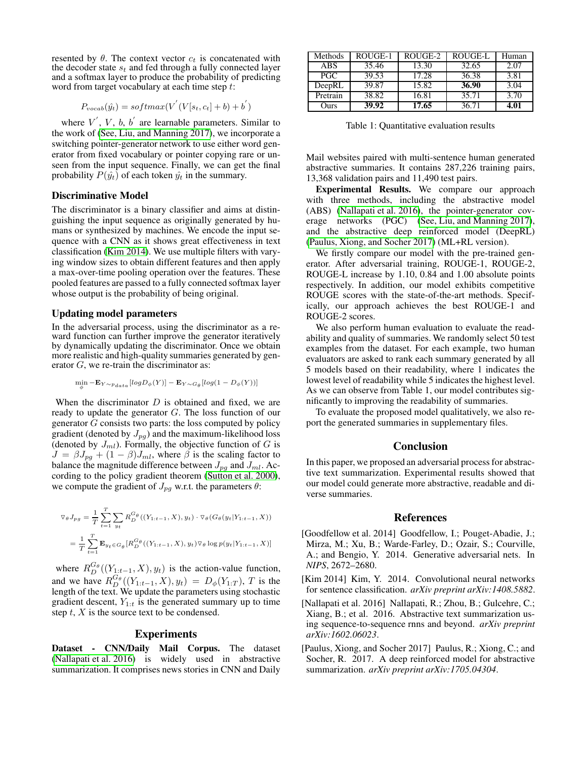resented by $\theta$. The context vector $c_t$ is concatenated with the decoder state $s_t$ and fed through a fully connected layer and a softmax layer to produce the probability of predicting word from target vocabulary at each time step $t$:

$$P_{vocab}(\hat{y_t}) = softmax(V^{'}(V[s_t, c_t] + b) + b^{'})$$

where $V^{'}$, $V$, $b$, $b^{'}$ are learnable parameters. Similar to the work of (See, Liu, and Manning 2017), we incorporate a switching pointer-generator network to use either word generator from fixed vocabulary or pointer copying rare or unseen from the input sequence. Finally, we can get the final probability $P(\hat{y_t})$ of each token $\hat{y_t}$ in the summary.

### Discriminative Model

The discriminator is a binary classifier and aims at distinguishing the input sequence as originally generated by humans or synthesized by machines. We encode the input sequence with a CNN as it shows great effectiveness in text classification (Kim 2014). We use multiple filters with varying window sizes to obtain different features and then apply a max-over-time pooling operation over the features. These pooled features are passed to a fully connected softmax layer whose output is the probability of being original.

### Updating model parameters

In the adversarial process, using the discriminator as a reward function can further improve the generator iteratively by dynamically updating the discriminator. Once we obtain more realistic and high-quality summaries generated by generator $G$, we re-train the discriminator as:

$$\min_{\phi} -\mathbf{E}_{Y\sim p_{data}}[logD_{\phi}(Y)] - \mathbf{E}_{Y\sim G_{\theta}}[log(1 - D_{\phi}(Y))]$$

When the discriminator $D$ is obtained and fixed, we are ready to update the generator $G$. The loss function of our generator $G$ consists two parts: the loss computed by policy gradient (denoted by $J_{pg}$) and the maximum-likelihood loss (denoted by $J_{ml}$). Formally, the objective function of $G$ is $J = \beta J_{pg} + (1 - \beta)J_{ml}$, where $\beta$ is the scaling factor to balance the magnitude difference between $J_{pg}$ and $J_{ml}$. According to the policy gradient theorem (Sutton et al. 2000), we compute the gradient of $J_{pg}$ w.r.t. the parameters $\theta$:

$$\nabla_{\theta} J_{pg} = \frac{1}{T}\sum_{t=1}^{T}\sum_{y_t} R_D^{G_\theta}((Y_{1:t-1}, X), y_t) \cdot \nabla_{\theta}(G_{\theta}(y_t|Y_{1:t-1}, X))$$

$$= \frac{1}{T}\sum_{t=1}^{T}\mathbf{E}_{y_t \in G_\theta}[R_D^{G_\theta}((Y_{1:t-1}, X), y_t)\nabla_{\theta}\log p(y_t|Y_{1:t-1}, X)]$$

where $R_D^{G_\theta}((Y_{1:t-1}, X), y_t)$ is the action-value function, and we have $R_D^{G_\theta}((Y_{1:t-1}, X), y_t) = D_{\phi}(Y_{1:T})$, $T$ is the length of the text. We update the parameters using stochastic gradient descent, $Y_{1:t}$ is the generated summary up to time step $t$, $X$ is the source text to be condensed.

## Experiments

**Dataset - CNN/Daily Mail Corpus.** The dataset (Nallapati et al. 2016) is widely used in abstractive summarization. It comprises news stories in CNN and Daily Mail websites paired with multi-sentence human generated abstractive summaries. It contains 287,226 training pairs, 13,368 validation pairs and 11,490 test pairs.

| Methods | ROUGE-1 | ROUGE-2 | ROUGE-L | Human |
|---|---|---|---|---|
| ABS | 35.46 | 13.30 | 32.65 | 2.07 |
| PGC | 39.53 | 17.28 | 36.38 | 3.81 |
| DeepRL | 39.87 | 15.82 | **36.90** | 3.04 |
| Pretrain | 38.82 | 16.81 | 35.71 | 3.70 |
| Ours | **39.92** | **17.65** | 36.71 | **4.01** |

Table 1: Quantitative evaluation results

**Experimental Results.** We compare our approach with three methods, including the abstractive model (ABS) (Nallapati et al. 2016), the pointer-generator coverage networks (PGC) (See, Liu, and Manning 2017), and the abstractive deep reinforced model (DeepRL) (Paulus, Xiong, and Socher 2017) (ML+RL version).

We firstly compare our model with the pre-trained generator. After adversarial training, ROUGE-1, ROUGE-2, ROUGE-L increase by 1.10, 0.84 and 1.00 absolute points respectively. In addition, our model exhibits competitive ROUGE scores with the state-of-the-art methods. Specifically, our approach achieves the best ROUGE-1 and ROUGE-2 scores.

We also perform human evaluation to evaluate the readability and quality of summaries. We randomly select 50 test examples from the dataset. For each example, two human evaluators are asked to rank each summary generated by all 5 models based on their readability, where 1 indicates the lowest level of readability while 5 indicates the highest level. As we can observe from Table 1, our model contributes significantly to improving the readability of summaries.

To evaluate the proposed model qualitatively, we also report the generated summaries in supplementary files.

## Conclusion

In this paper, we proposed an adversarial process for abstractive text summarization. Experimental results showed that our model could generate more abstractive, readable and diverse summaries.

## References

[Goodfellow et al. 2014] Goodfellow, I.; Pouget-Abadie, J.; Mirza, M.; Xu, B.; Warde-Farley, D.; Ozair, S.; Courville, A.; and Bengio, Y. 2014. Generative adversarial nets. In *NIPS*, 2672–2680.

[Kim 2014] Kim, Y. 2014. Convolutional neural networks for sentence classification. *arXiv preprint arXiv:1408.5882*.

[Nallapati et al. 2016] Nallapati, R.; Zhou, B.; Gulcehre, C.; Xiang, B.; et al. 2016. Abstractive text summarization using sequence-to-sequence rnns and beyond. *arXiv preprint arXiv:1602.06023*.

[Paulus, Xiong, and Socher 2017] Paulus, R.; Xiong, C.; and Socher, R. 2017. A deep reinforced model for abstractive summarization. *arXiv preprint arXiv:1705.04304*.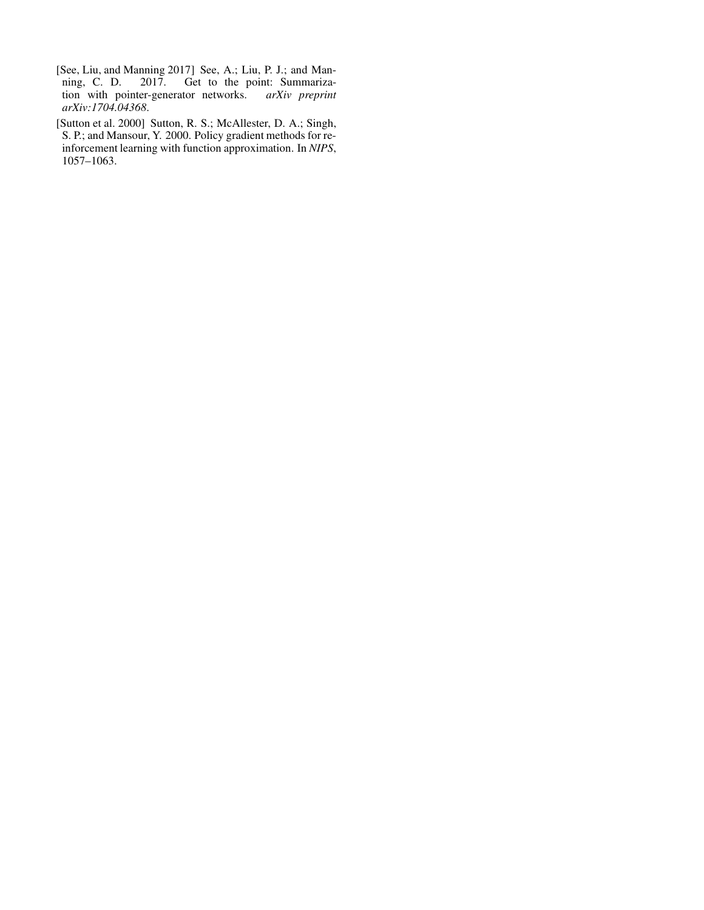[See, Liu, and Manning 2017] See, A.; Liu, P. J.; and Manning, C. D. 2017. Get to the point: Summarization with pointer-generator networks. *arXiv preprint arXiv:1704.04368*.

[Sutton et al. 2000] Sutton, R. S.; McAllester, D. A.; Singh, S. P.; and Mansour, Y. 2000. Policy gradient methods for reinforcement learning with function approximation. In *NIPS*, 1057–1063.